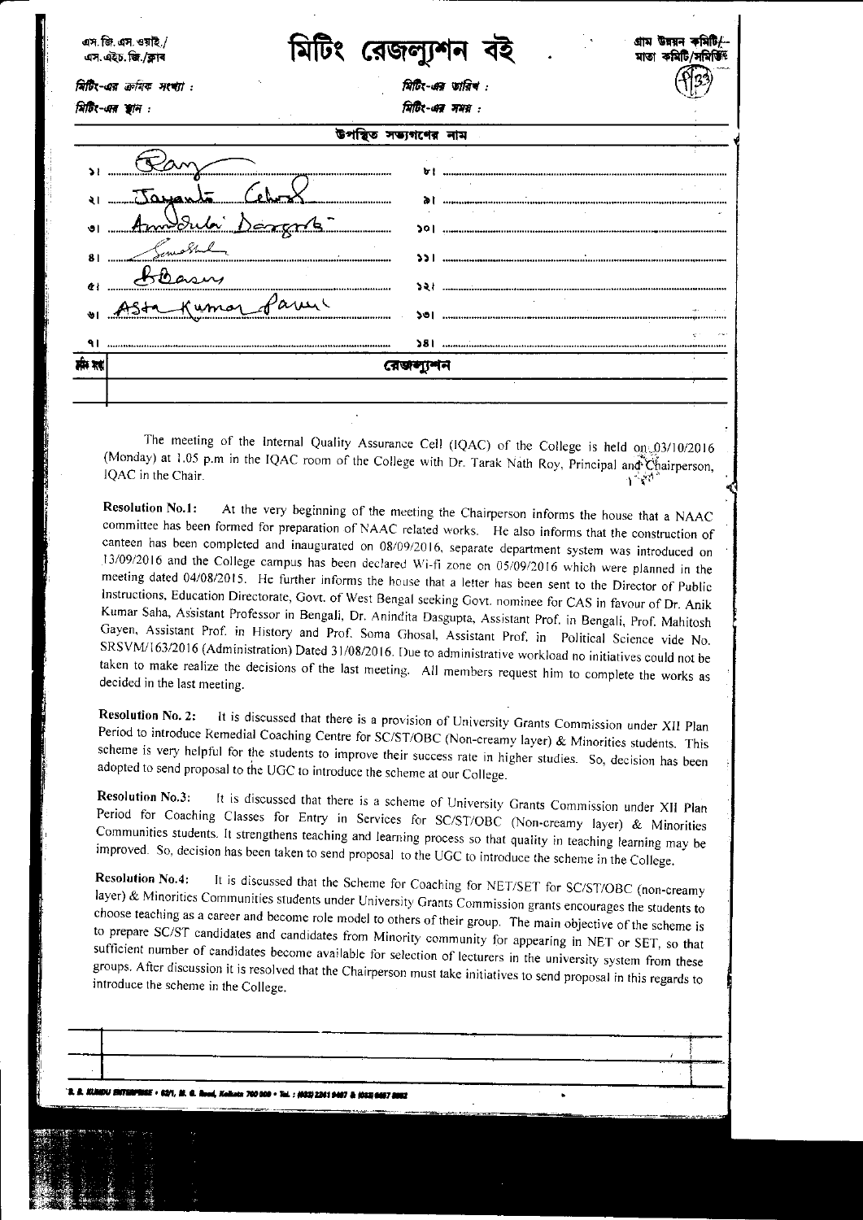এস.জি.এস.ওয়াই./
এস.এইচ.জি./ক্লাব

# মিটিং রেজল্যুশন বই

গ্রাম উন্নয়ন কমিটি/
মাতা কমিটি/সমিতি

মিটিং-এর ক্রমিক সংখ্যা : মিটিং-এর তারিখ :

মিটিং-এর স্থান : মিটিং-এর সময় :

উপস্থিত সভ্যগণের নাম

| | |
|---|---|
| ১। Ray | ৮। |
| ২। Jayanta Ghosh | ৯। |
| ৩। Anindita Dasgupta | ১০। |
| ৪। Soma Ghosal | ১১। |
| ৫। B Basu | ১২। |
| ৬। Asta Kumar Paul | ১৩। |
| ৭। | ১৪। |

ক্রমিক সংখ্যা | রেজল্যুশন

The meeting of the Internal Quality Assurance Cell (IQAC) of the College is held on 03/10/2016 (Monday) at 1.05 p.m in the IQAC room of the College with Dr. Tarak Nath Roy, Principal and Chairperson, IQAC in the Chair.

**Resolution No.1:** At the very beginning of the meeting the Chairperson informs the house that a NAAC committee has been formed for preparation of NAAC related works. He also informs that the construction of canteen has been completed and inaugurated on 08/09/2016, separate department system was introduced on 13/09/2016 and the College campus has been declared Wi-fi zone on 05/09/2016 which were planned in the meeting dated 04/08/2015. He further informs the house that a letter has been sent to the Director of Public Instructions, Education Directorate, Govt. of West Bengal seeking Govt. nominee for CAS in favour of Dr. Anik Kumar Saha, Assistant Professor in Bengali, Dr. Anindita Dasgupta, Assistant Prof. in Bengali, Prof. Mahitosh Gayen, Assistant Prof. in History and Prof. Soma Ghosal, Assistant Prof. in Political Science vide No. SRSVM/163/2016 (Administration) Dated 31/08/2016. Due to administrative workload no initiatives could not be taken to make realize the decisions of the last meeting. All members request him to complete the works as decided in the last meeting.

**Resolution No. 2:** It is discussed that there is a provision of University Grants Commission under XII Plan Period to introduce Remedial Coaching Centre for SC/ST/OBC (Non-creamy layer) & Minorities students. This scheme is very helpful for the students to improve their success rate in higher studies. So, decision has been adopted to send proposal to the UGC to introduce the scheme at our College.

**Resolution No.3:** It is discussed that there is a scheme of University Grants Commission under XII Plan Period for Coaching Classes for Entry in Services for SC/ST/OBC (Non-creamy layer) & Minorities Communities students. It strengthens teaching and learning process so that quality in teaching learning may be improved. So, decision has been taken to send proposal to the UGC to introduce the scheme in the College.

**Resolution No.4:** It is discussed that the Scheme for Coaching for NET/SET for SC/ST/OBC (non-creamy layer) & Minorities Communities students under University Grants Commission grants encourages the students to choose teaching as a career and become role model to others of their group. The main objective of the scheme is to prepare SC/ST candidates and candidates from Minority community for appearing in NET or SET, so that sufficient number of candidates become available for selection of lecturers in the university system from these groups. After discussion it is resolved that the Chairperson must take initiatives to send proposal in this regards to introduce the scheme in the College.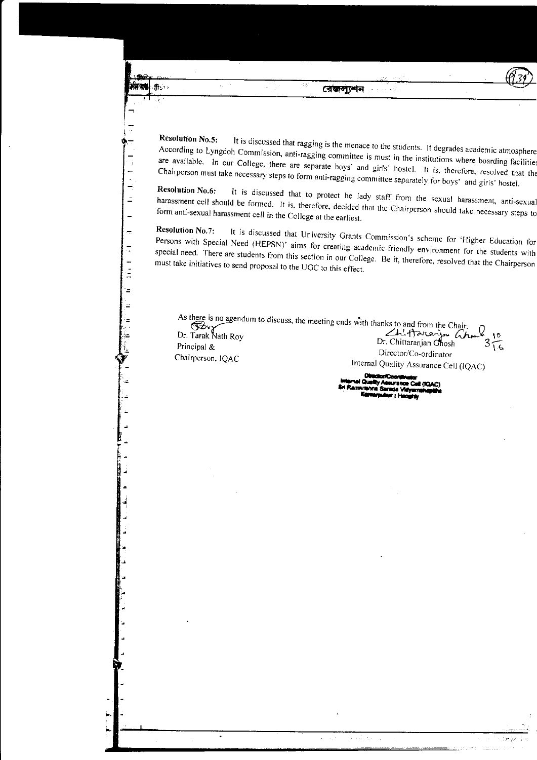**Resolution No.5:** It is discussed that ragging is the menace to the students. It degrades academic atmosphere. According to Lyngdoh Commission, anti-ragging committee is must in the institutions where boarding facilities are available. In our College, there are separate boys' and girls' hostel. It is, therefore, resolved that the Chairperson must take necessary steps to form anti-ragging committee separately for boys' and girls' hostel.

**Resolution No.6:** It is discussed that to protect he lady staff from the sexual harassment, anti-sexual harassment cell should be formed. It is, therefore, decided that the Chairperson should take necessary steps to form anti-sexual harassment cell in the College at the earliest.

**Resolution No.7:** It is discussed that University Grants Commission's scheme for 'Higher Education for Persons with Special Need (HEPSN)' aims for creating academic-friendly environment for the students with special need. There are students from this section in our College. Be it, therefore, resolved that the Chairperson must take initiatives to send proposal to the UGC to this effect.

As there is no agendum to discuss, the meeting ends with thanks to and from the Chair.

Dr. Tarak Nath Roy
Principal &
Chairperson, IQAC

Dr. Chittaranjan Ghosh
Director/Co-ordinator
Internal Quality Assurance Cell (IQAC)

Director/Coordinator
Internal Quality Assurance Cell (IQAC)
Sri Ramkrishna Sarada Vidyamahapitha
Kamarpukur : Hooghly